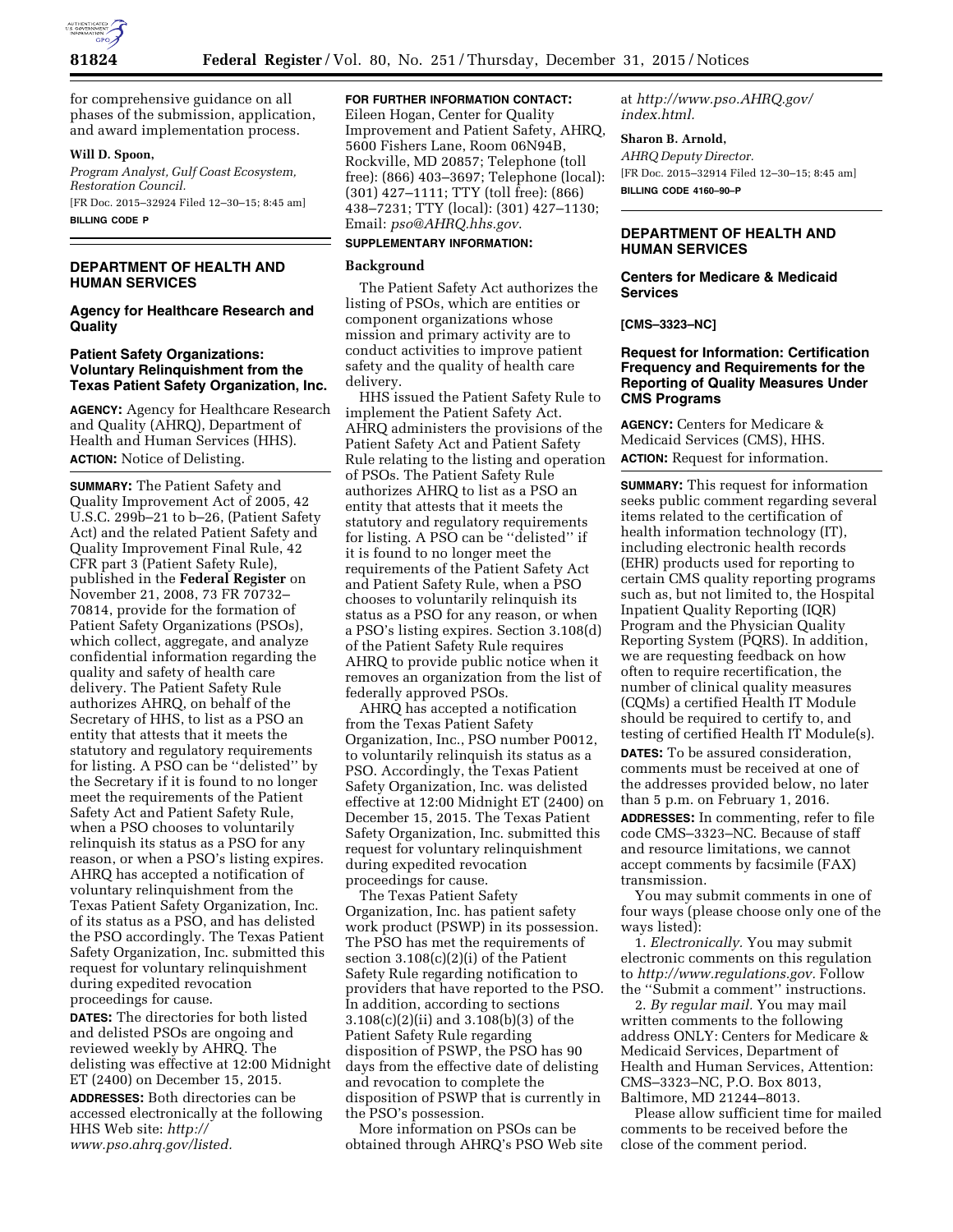for comprehensive guidance on all phases of the submission, application, and award implementation process.

**Will D. Spoon,**

*Program Analyst, Gulf Coast Ecosystem, Restoration Council.*

[FR Doc. 2015–32924 Filed 12–30–15; 8:45 am]

**BILLING CODE P**

## DEPARTMENT OF HEALTH AND HUMAN SERVICES

### Agency for Healthcare Research and Quality

### Patient Safety Organizations: Voluntary Relinquishment from the Texas Patient Safety Organization, Inc.

**AGENCY:** Agency for Healthcare Research and Quality (AHRQ), Department of Health and Human Services (HHS).

**ACTION:** Notice of Delisting.

**SUMMARY:** The Patient Safety and Quality Improvement Act of 2005, 42 U.S.C. 299b–21 to b–26, (Patient Safety Act) and the related Patient Safety and Quality Improvement Final Rule, 42 CFR part 3 (Patient Safety Rule), published in the **Federal Register** on November 21, 2008, 73 FR 70732–70814, provide for the formation of Patient Safety Organizations (PSOs), which collect, aggregate, and analyze confidential information regarding the quality and safety of health care delivery. The Patient Safety Rule authorizes AHRQ, on behalf of the Secretary of HHS, to list as a PSO an entity that attests that it meets the statutory and regulatory requirements for listing. A PSO can be ''delisted'' by the Secretary if it is found to no longer meet the requirements of the Patient Safety Act and Patient Safety Rule, when a PSO chooses to voluntarily relinquish its status as a PSO for any reason, or when a PSO's listing expires. AHRQ has accepted a notification of voluntary relinquishment from the Texas Patient Safety Organization, Inc. of its status as a PSO, and has delisted the PSO accordingly. The Texas Patient Safety Organization, Inc. submitted this request for voluntary relinquishment during expedited revocation proceedings for cause.

**DATES:** The directories for both listed and delisted PSOs are ongoing and reviewed weekly by AHRQ. The delisting was effective at 12:00 Midnight ET (2400) on December 15, 2015.

**ADDRESSES:** Both directories can be accessed electronically at the following HHS Web site: *http://www.pso.ahrq.gov/listed.*

**FOR FURTHER INFORMATION CONTACT:** Eileen Hogan, Center for Quality Improvement and Patient Safety, AHRQ, 5600 Fishers Lane, Room 06N94B, Rockville, MD 20857; Telephone (toll free): (866) 403–3697; Telephone (local): (301) 427–1111; TTY (toll free): (866) 438–7231; TTY (local): (301) 427–1130; Email: *pso@AHRQ.hhs.gov.*

**SUPPLEMENTARY INFORMATION:**

#### Background

The Patient Safety Act authorizes the listing of PSOs, which are entities or component organizations whose mission and primary activity are to conduct activities to improve patient safety and the quality of health care delivery.

HHS issued the Patient Safety Rule to implement the Patient Safety Act. AHRQ administers the provisions of the Patient Safety Act and Patient Safety Rule relating to the listing and operation of PSOs. The Patient Safety Rule authorizes AHRQ to list as a PSO an entity that attests that it meets the statutory and regulatory requirements for listing. A PSO can be ''delisted'' if it is found to no longer meet the requirements of the Patient Safety Act and Patient Safety Rule, when a PSO chooses to voluntarily relinquish its status as a PSO for any reason, or when a PSO's listing expires. Section 3.108(d) of the Patient Safety Rule requires AHRQ to provide public notice when it removes an organization from the list of federally approved PSOs.

AHRQ has accepted a notification from the Texas Patient Safety Organization, Inc., PSO number P0012, to voluntarily relinquish its status as a PSO. Accordingly, the Texas Patient Safety Organization, Inc. was delisted effective at 12:00 Midnight ET (2400) on December 15, 2015. The Texas Patient Safety Organization, Inc. submitted this request for voluntary relinquishment during expedited revocation proceedings for cause.

The Texas Patient Safety Organization, Inc. has patient safety work product (PSWP) in its possession. The PSO has met the requirements of section 3.108(c)(2)(i) of the Patient Safety Rule regarding notification to providers that have reported to the PSO. In addition, according to sections 3.108(c)(2)(ii) and 3.108(b)(3) of the Patient Safety Rule regarding disposition of PSWP, the PSO has 90 days from the effective date of delisting and revocation to complete the disposition of PSWP that is currently in the PSO's possession.

More information on PSOs can be obtained through AHRQ's PSO Web site at *http://www.pso.AHRQ.gov/index.html.*

**Sharon B. Arnold,**

*AHRQ Deputy Director.*

[FR Doc. 2015–32914 Filed 12–30–15; 8:45 am]

**BILLING CODE 4160–90–P**

## DEPARTMENT OF HEALTH AND HUMAN SERVICES

### Centers for Medicare & Medicaid Services

**[CMS–3323–NC]**

### Request for Information: Certification Frequency and Requirements for the Reporting of Quality Measures Under CMS Programs

**AGENCY:** Centers for Medicare & Medicaid Services (CMS), HHS.

**ACTION:** Request for information.

**SUMMARY:** This request for information seeks public comment regarding several items related to the certification of health information technology (IT), including electronic health records (EHR) products used for reporting to certain CMS quality reporting programs such as, but not limited to, the Hospital Inpatient Quality Reporting (IQR) Program and the Physician Quality Reporting System (PQRS). In addition, we are requesting feedback on how often to require recertification, the number of clinical quality measures (CQMs) a certified Health IT Module should be required to certify to, and testing of certified Health IT Module(s).

**DATES:** To be assured consideration, comments must be received at one of the addresses provided below, no later than 5 p.m. on February 1, 2016.

**ADDRESSES:** In commenting, refer to file code CMS–3323–NC. Because of staff and resource limitations, we cannot accept comments by facsimile (FAX) transmission.

You may submit comments in one of four ways (please choose only one of the ways listed):

1. *Electronically.* You may submit electronic comments on this regulation to *http://www.regulations.gov.* Follow the ''Submit a comment'' instructions.

2. *By regular mail.* You may mail written comments to the following address ONLY: Centers for Medicare & Medicaid Services, Department of Health and Human Services, Attention: CMS–3323–NC, P.O. Box 8013, Baltimore, MD 21244–8013.

Please allow sufficient time for mailed comments to be received before the close of the comment period.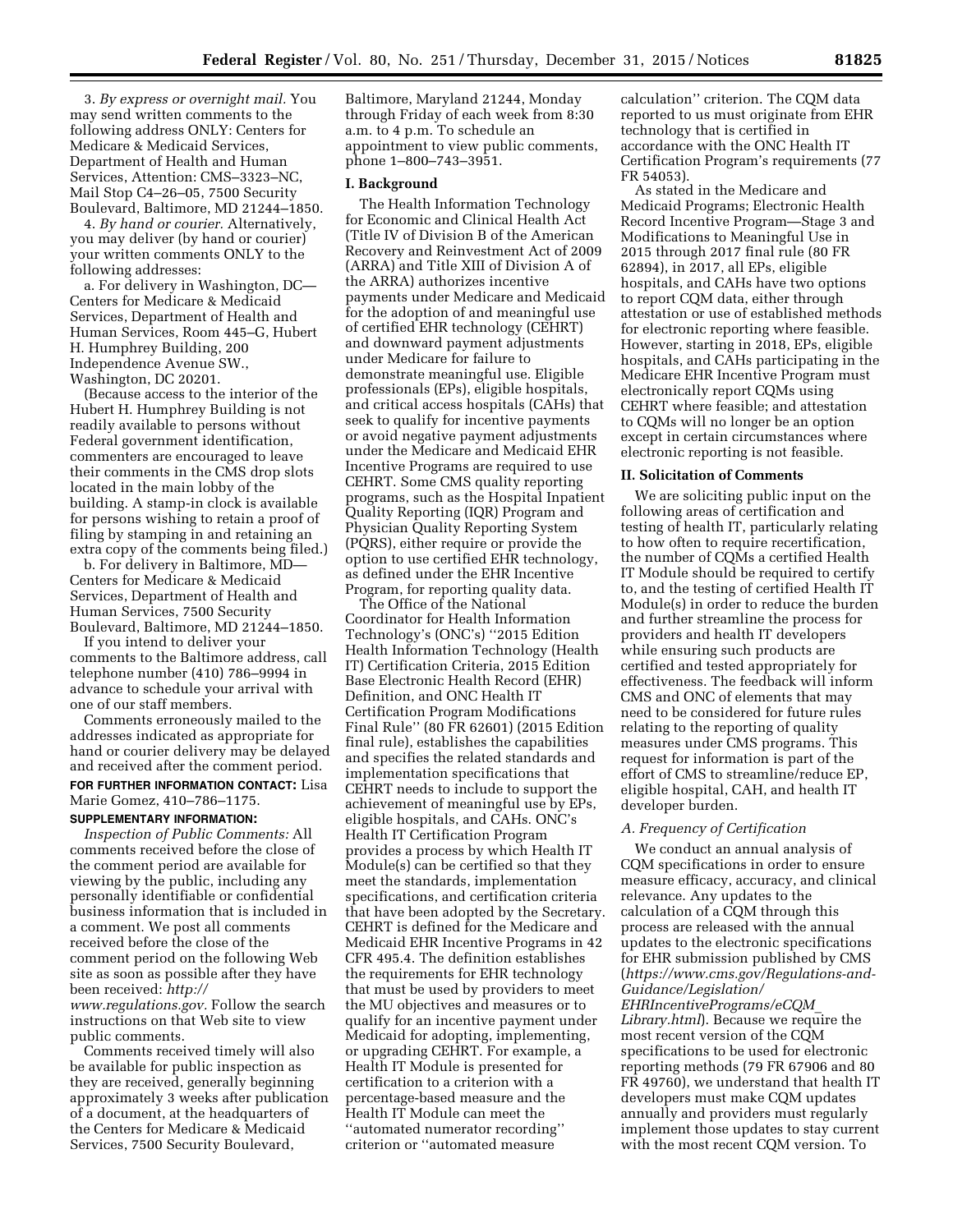3. *By express or overnight mail.* You may send written comments to the following address ONLY: Centers for Medicare & Medicaid Services, Department of Health and Human Services, Attention: CMS–3323–NC, Mail Stop C4–26–05, 7500 Security Boulevard, Baltimore, MD 21244–1850.

4. *By hand or courier.* Alternatively, you may deliver (by hand or courier) your written comments ONLY to the following addresses:

a. For delivery in Washington, DC—Centers for Medicare & Medicaid Services, Department of Health and Human Services, Room 445–G, Hubert H. Humphrey Building, 200 Independence Avenue SW., Washington, DC 20201.

(Because access to the interior of the Hubert H. Humphrey Building is not readily available to persons without Federal government identification, commenters are encouraged to leave their comments in the CMS drop slots located in the main lobby of the building. A stamp-in clock is available for persons wishing to retain a proof of filing by stamping in and retaining an extra copy of the comments being filed.)

b. For delivery in Baltimore, MD—Centers for Medicare & Medicaid Services, Department of Health and Human Services, 7500 Security Boulevard, Baltimore, MD 21244–1850.

If you intend to deliver your comments to the Baltimore address, call telephone number (410) 786–9994 in advance to schedule your arrival with one of our staff members.

Comments erroneously mailed to the addresses indicated as appropriate for hand or courier delivery may be delayed and received after the comment period.

**FOR FURTHER INFORMATION CONTACT:** Lisa Marie Gomez, 410–786–1175.

**SUPPLEMENTARY INFORMATION:**

*Inspection of Public Comments:* All comments received before the close of the comment period are available for viewing by the public, including any personally identifiable or confidential business information that is included in a comment. We post all comments received before the close of the comment period on the following Web site as soon as possible after they have been received: *http://www.regulations.gov.* Follow the search instructions on that Web site to view public comments.

Comments received timely will also be available for public inspection as they are received, generally beginning approximately 3 weeks after publication of a document, at the headquarters of the Centers for Medicare & Medicaid Services, 7500 Security Boulevard, Baltimore, Maryland 21244, Monday through Friday of each week from 8:30 a.m. to 4 p.m. To schedule an appointment to view public comments, phone 1–800–743–3951.

## I. Background

The Health Information Technology for Economic and Clinical Health Act (Title IV of Division B of the American Recovery and Reinvestment Act of 2009 (ARRA) and Title XIII of Division A of the ARRA) authorizes incentive payments under Medicare and Medicaid for the adoption of and meaningful use of certified EHR technology (CEHRT) and downward payment adjustments under Medicare for failure to demonstrate meaningful use. Eligible professionals (EPs), eligible hospitals, and critical access hospitals (CAHs) that seek to qualify for incentive payments or avoid negative payment adjustments under the Medicare and Medicaid EHR Incentive Programs are required to use CEHRT. Some CMS quality reporting programs, such as the Hospital Inpatient Quality Reporting (IQR) Program and Physician Quality Reporting System (PQRS), either require or provide the option to use certified EHR technology, as defined under the EHR Incentive Program, for reporting quality data.

The Office of the National Coordinator for Health Information Technology's (ONC's) ''2015 Edition Health Information Technology (Health IT) Certification Criteria, 2015 Edition Base Electronic Health Record (EHR) Definition, and ONC Health IT Certification Program Modifications Final Rule'' (80 FR 62601) (2015 Edition final rule), establishes the capabilities and specifies the related standards and implementation specifications that CEHRT needs to include to support the achievement of meaningful use by EPs, eligible hospitals, and CAHs. ONC's Health IT Certification Program provides a process by which Health IT Module(s) can be certified so that they meet the standards, implementation specifications, and certification criteria that have been adopted by the Secretary. CEHRT is defined for the Medicare and Medicaid EHR Incentive Programs in 42 CFR 495.4. The definition establishes the requirements for EHR technology that must be used by providers to meet the MU objectives and measures or to qualify for an incentive payment under Medicaid for adopting, implementing, or upgrading CEHRT. For example, a Health IT Module is presented for certification to a criterion with a percentage-based measure and the Health IT Module can meet the ''automated numerator recording'' criterion or ''automated measure calculation'' criterion. The CQM data reported to us must originate from EHR technology that is certified in accordance with the ONC Health IT Certification Program's requirements (77 FR 54053).

As stated in the Medicare and Medicaid Programs; Electronic Health Record Incentive Program—Stage 3 and Modifications to Meaningful Use in 2015 through 2017 final rule (80 FR 62894), in 2017, all EPs, eligible hospitals, and CAHs have two options to report CQM data, either through attestation or use of established methods for electronic reporting where feasible. However, starting in 2018, EPs, eligible hospitals, and CAHs participating in the Medicare EHR Incentive Program must electronically report CQMs using CEHRT where feasible; and attestation to CQMs will no longer be an option except in certain circumstances where electronic reporting is not feasible.

## II. Solicitation of Comments

We are soliciting public input on the following areas of certification and testing of health IT, particularly relating to how often to require recertification, the number of CQMs a certified Health IT Module should be required to certify to, and the testing of certified Health IT Module(s) in order to reduce the burden and further streamline the process for providers and health IT developers while ensuring such products are certified and tested appropriately for effectiveness. The feedback will inform CMS and ONC of elements that may need to be considered for future rules relating to the reporting of quality measures under CMS programs. This request for information is part of the effort of CMS to streamline/reduce EP, eligible hospital, CAH, and health IT developer burden.

### A. Frequency of Certification

We conduct an annual analysis of CQM specifications in order to ensure measure efficacy, accuracy, and clinical relevance. Any updates to the calculation of a CQM through this process are released with the annual updates to the electronic specifications for EHR submission published by CMS (*https://www.cms.gov/Regulations-and-Guidance/Legislation/EHRIncentivePrograms/eCQM_Library.html*). Because we require the most recent version of the CQM specifications to be used for electronic reporting methods (79 FR 67906 and 80 FR 49760), we understand that health IT developers must make CQM updates annually and providers must regularly implement those updates to stay current with the most recent CQM version. To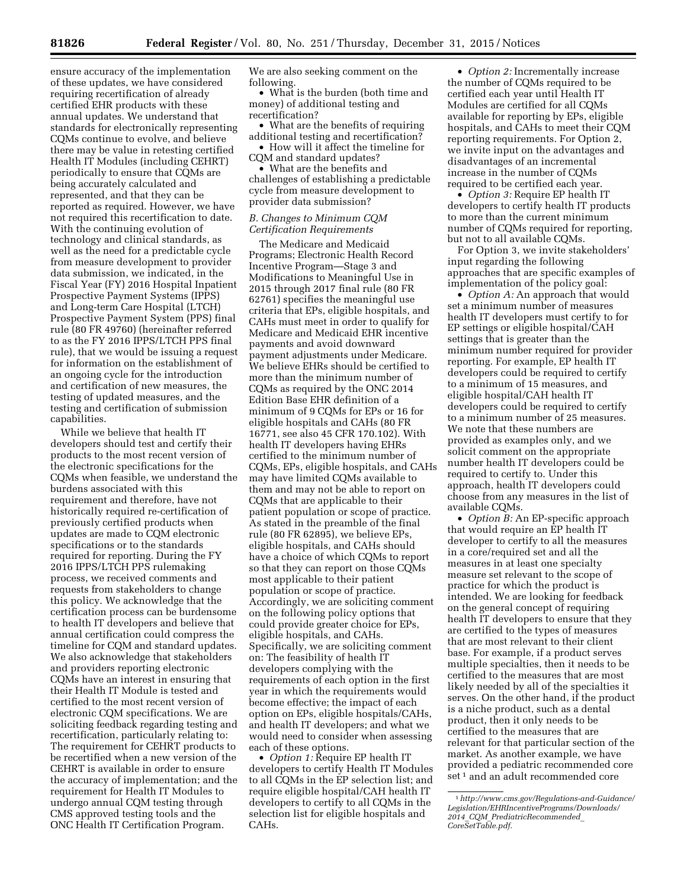ensure accuracy of the implementation of these updates, we have considered requiring recertification of already certified EHR products with these annual updates. We understand that standards for electronically representing CQMs continue to evolve, and believe there may be value in retesting certified Health IT Modules (including CEHRT) periodically to ensure that CQMs are being accurately calculated and represented, and that they can be reported as required. However, we have not required this recertification to date. With the continuing evolution of technology and clinical standards, as well as the need for a predictable cycle from measure development to provider data submission, we indicated, in the Fiscal Year (FY) 2016 Hospital Inpatient Prospective Payment Systems (IPPS) and Long-term Care Hospital (LTCH) Prospective Payment System (PPS) final rule (80 FR 49760) (hereinafter referred to as the FY 2016 IPPS/LTCH PPS final rule), that we would be issuing a request for information on the establishment of an ongoing cycle for the introduction and certification of new measures, the testing of updated measures, and the testing and certification of submission capabilities.

While we believe that health IT developers should test and certify their products to the most recent version of the electronic specifications for the CQMs when feasible, we understand the burdens associated with this requirement and therefore, have not historically required re-certification of previously certified products when updates are made to CQM electronic specifications or to the standards required for reporting. During the FY 2016 IPPS/LTCH PPS rulemaking process, we received comments and requests from stakeholders to change this policy. We acknowledge that the certification process can be burdensome to health IT developers and believe that annual certification could compress the timeline for CQM and standard updates. We also acknowledge that stakeholders and providers reporting electronic CQMs have an interest in ensuring that their Health IT Module is tested and certified to the most recent version of electronic CQM specifications. We are soliciting feedback regarding testing and recertification, particularly relating to: The requirement for CEHRT products to be recertified when a new version of the CEHRT is available in order to ensure the accuracy of implementation; and the requirement for Health IT Modules to undergo annual CQM testing through CMS approved testing tools and the ONC Health IT Certification Program.

We are also seeking comment on the following.

- What is the burden (both time and money) of additional testing and recertification?
- What are the benefits of requiring additional testing and recertification?
- How will it affect the timeline for CQM and standard updates?
- What are the benefits and challenges of establishing a predictable cycle from measure development to provider data submission?

### *B. Changes to Minimum CQM Certification Requirements*

The Medicare and Medicaid Programs; Electronic Health Record Incentive Program—Stage 3 and Modifications to Meaningful Use in 2015 through 2017 final rule (80 FR 62761) specifies the meaningful use criteria that EPs, eligible hospitals, and CAHs must meet in order to qualify for Medicare and Medicaid EHR incentive payments and avoid downward payment adjustments under Medicare. We believe EHRs should be certified to more than the minimum number of CQMs as required by the ONC 2014 Edition Base EHR definition of a minimum of 9 CQMs for EPs or 16 for eligible hospitals and CAHs (80 FR 16771, see also 45 CFR 170.102). With health IT developers having EHRs certified to the minimum number of CQMs, EPs, eligible hospitals, and CAHs may have limited CQMs available to them and may not be able to report on CQMs that are applicable to their patient population or scope of practice. As stated in the preamble of the final rule (80 FR 62895), we believe EPs, eligible hospitals, and CAHs should have a choice of which CQMs to report so that they can report on those CQMs most applicable to their patient population or scope of practice. Accordingly, we are soliciting comment on the following policy options that could provide greater choice for EPs, eligible hospitals, and CAHs. Specifically, we are soliciting comment on: The feasibility of health IT developers complying with the requirements of each option in the first year in which the requirements would become effective; the impact of each option on EPs, eligible hospitals/CAHs, and health IT developers; and what we would need to consider when assessing each of these options.

- *Option 1:* Require EP health IT developers to certify Health IT Modules to all CQMs in the EP selection list; and require eligible hospital/CAH health IT developers to certify to all CQMs in the selection list for eligible hospitals and CAHs.
- *Option 2:* Incrementally increase the number of CQMs required to be certified each year until Health IT Modules are certified for all CQMs available for reporting by EPs, eligible hospitals, and CAHs to meet their CQM reporting requirements. For Option 2, we invite input on the advantages and disadvantages of an incremental increase in the number of CQMs required to be certified each year.
- *Option 3:* Require EP health IT developers to certify health IT products to more than the current minimum number of CQMs required for reporting, but not to all available CQMs.

For Option 3, we invite stakeholders' input regarding the following approaches that are specific examples of implementation of the policy goal:

- *Option A:* An approach that would set a minimum number of measures health IT developers must certify to for EP settings or eligible hospital/CAH settings that is greater than the minimum number required for provider reporting. For example, EP health IT developers could be required to certify to a minimum of 15 measures, and eligible hospital/CAH health IT developers could be required to certify to a minimum number of 25 measures. We note that these numbers are provided as examples only, and we solicit comment on the appropriate number health IT developers could be required to certify to. Under this approach, health IT developers could choose from any measures in the list of available CQMs.
- *Option B:* An EP-specific approach that would require an EP health IT developer to certify to all the measures in a core/required set and all the measures in at least one specialty measure set relevant to the scope of practice for which the product is intended. We are looking for feedback on the general concept of requiring health IT developers to ensure that they are certified to the types of measures that are most relevant to their client base. For example, if a product serves multiple specialties, then it needs to be certified to the measures that are most likely needed by all of the specialties it serves. On the other hand, if the product is a niche product, such as a dental product, then it only needs to be certified to the measures that are relevant for that particular section of the market. As another example, we have provided a pediatric recommended core set [1] and an adult recommended core

[1] *http://www.cms.gov/Regulations-and-Guidance/Legislation/EHRIncentivePrograms/Downloads/2014_CQM_PrediatricRecommended_CoreSetTable.pdf.*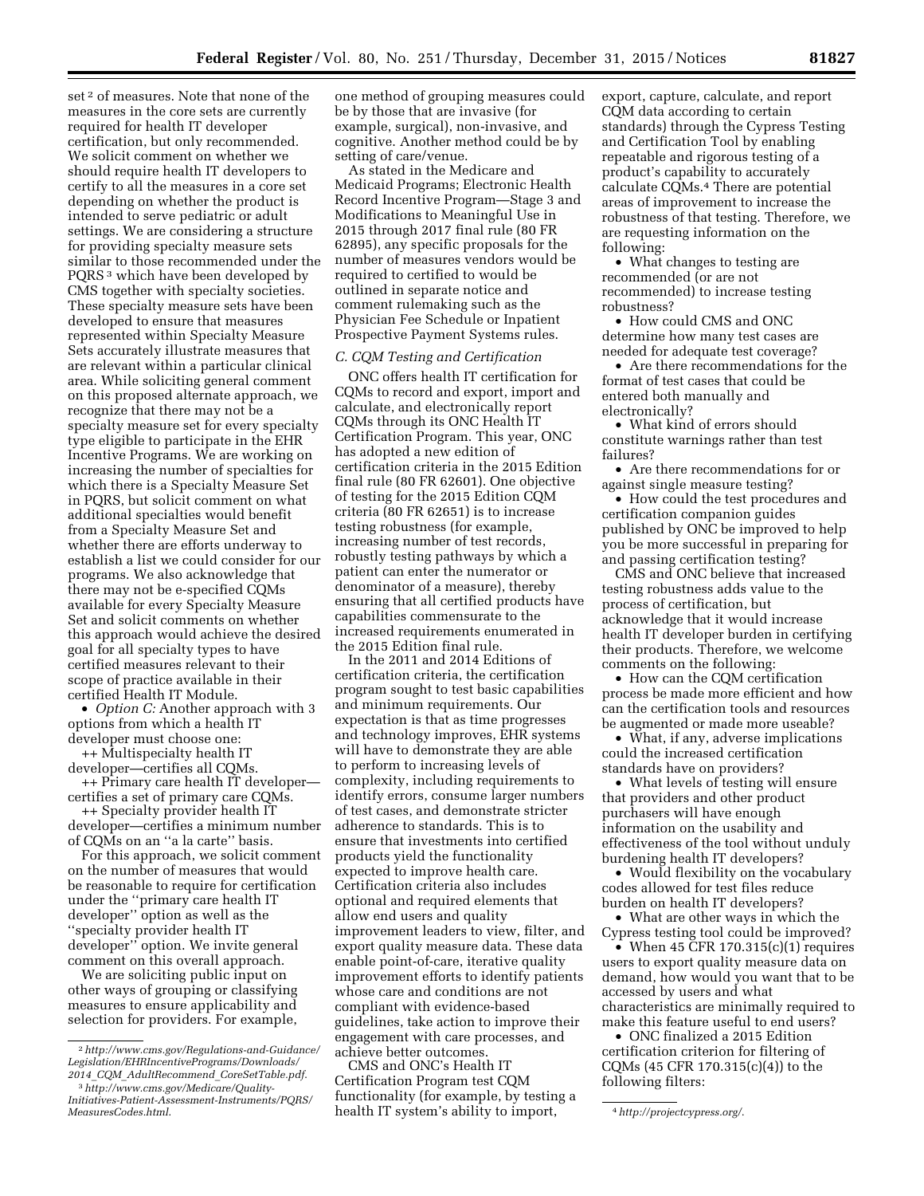set [2] of measures. Note that none of the measures in the core sets are currently required for health IT developer certification, but only recommended. We solicit comment on whether we should require health IT developers to certify to all the measures in a core set depending on whether the product is intended to serve pediatric or adult settings. We are considering a structure for providing specialty measure sets similar to those recommended under the PQRS [3] which have been developed by CMS together with specialty societies. These specialty measure sets have been developed to ensure that measures represented within Specialty Measure Sets accurately illustrate measures that are relevant within a particular clinical area. While soliciting general comment on this proposed alternate approach, we recognize that there may not be a specialty measure set for every specialty type eligible to participate in the EHR Incentive Programs. We are working on increasing the number of specialties for which there is a Specialty Measure Set in PQRS, but solicit comment on what additional specialties would benefit from a Specialty Measure Set and whether there are efforts underway to establish a list we could consider for our programs. We also acknowledge that there may not be e-specified CQMs available for every Specialty Measure Set and solicit comments on whether this approach would achieve the desired goal for all specialty types to have certified measures relevant to their scope of practice available in their certified Health IT Module.

- *Option C:* Another approach with 3 options from which a health IT developer must choose one:
  - ++ Multispecialty health IT developer—certifies all CQMs.
  - ++ Primary care health IT developer—certifies a set of primary care CQMs.
  - ++ Specialty provider health IT developer—certifies a minimum number of CQMs on an ''a la carte'' basis.

For this approach, we solicit comment on the number of measures that would be reasonable to require for certification under the ''primary care health IT developer'' option as well as the ''specialty provider health IT developer'' option. We invite general comment on this overall approach.

We are soliciting public input on other ways of grouping or classifying measures to ensure applicability and selection for providers. For example, one method of grouping measures could be by those that are invasive (for example, surgical), non-invasive, and cognitive. Another method could be by setting of care/venue.

As stated in the Medicare and Medicaid Programs; Electronic Health Record Incentive Program—Stage 3 and Modifications to Meaningful Use in 2015 through 2017 final rule (80 FR 62895), any specific proposals for the number of measures vendors would be required to certified to would be outlined in separate notice and comment rulemaking such as the Physician Fee Schedule or Inpatient Prospective Payment Systems rules.

### *C. CQM Testing and Certification*

ONC offers health IT certification for CQMs to record and export, import and calculate, and electronically report CQMs through its ONC Health IT Certification Program. This year, ONC has adopted a new edition of certification criteria in the 2015 Edition final rule (80 FR 62601). One objective of testing for the 2015 Edition CQM criteria (80 FR 62651) is to increase testing robustness (for example, increasing number of test records, robustly testing pathways by which a patient can enter the numerator or denominator of a measure), thereby ensuring that all certified products have capabilities commensurate to the increased requirements enumerated in the 2015 Edition final rule.

In the 2011 and 2014 Editions of certification criteria, the certification program sought to test basic capabilities and minimum requirements. Our expectation is that as time progresses and technology improves, EHR systems will have to demonstrate they are able to perform to increasing levels of complexity, including requirements to identify errors, consume larger numbers of test cases, and demonstrate stricter adherence to standards. This is to ensure that investments into certified products yield the functionality expected to improve health care. Certification criteria also includes optional and required elements that allow end users and quality improvement leaders to view, filter, and export quality measure data. These data enable point-of-care, iterative quality improvement efforts to identify patients whose care and conditions are not compliant with evidence-based guidelines, take action to improve their engagement with care processes, and achieve better outcomes.

CMS and ONC's Health IT Certification Program test CQM functionality (for example, by testing a health IT system's ability to import, export, capture, calculate, and report CQM data according to certain standards) through the Cypress Testing and Certification Tool by enabling repeatable and rigorous testing of a product's capability to accurately calculate CQMs.[4] There are potential areas of improvement to increase the robustness of that testing. Therefore, we are requesting information on the following:

- What changes to testing are recommended (or are not recommended) to increase testing robustness?
- How could CMS and ONC determine how many test cases are needed for adequate test coverage?
- Are there recommendations for the format of test cases that could be entered both manually and electronically?
- What kind of errors should constitute warnings rather than test failures?
- Are there recommendations for or against single measure testing?
- How could the test procedures and certification companion guides published by ONC be improved to help you be more successful in preparing for and passing certification testing?

CMS and ONC believe that increased testing robustness adds value to the process of certification, but acknowledge that it would increase health IT developer burden in certifying their products. Therefore, we welcome comments on the following:

- How can the CQM certification process be made more efficient and how can the certification tools and resources be augmented or made more useable?
- What, if any, adverse implications could the increased certification standards have on providers?
- What levels of testing will ensure that providers and other product purchasers will have enough information on the usability and effectiveness of the tool without unduly burdening health IT developers?
- Would flexibility on the vocabulary codes allowed for test files reduce burden on health IT developers?
- What are other ways in which the Cypress testing tool could be improved?
- When 45 CFR 170.315(c)(1) requires users to export quality measure data on demand, how would you want that to be accessed by users and what characteristics are minimally required to make this feature useful to end users?
- ONC finalized a 2015 Edition certification criterion for filtering of CQMs (45 CFR 170.315(c)(4)) to the following filters:

---

[2] http://www.cms.gov/Regulations-and-Guidance/Legislation/EHRIncentivePrograms/Downloads/2014_CQM_AdultRecommend_CoreSetTable.pdf.

[3] http://www.cms.gov/Medicare/Quality-Initiatives-Patient-Assessment-Instruments/PQRS/MeasuresCodes.html.

[4] http://projectcypress.org/.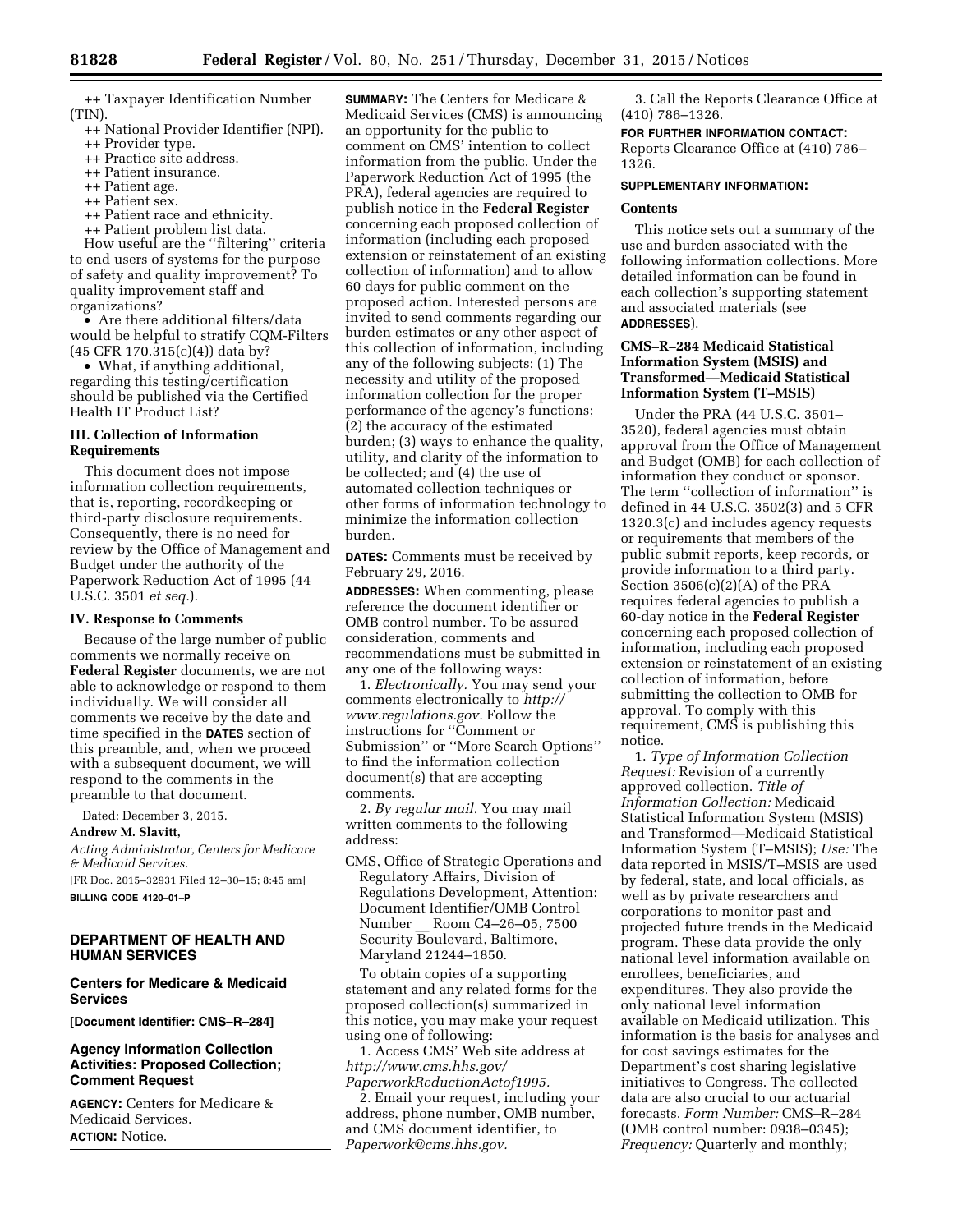++ Taxpayer Identification Number (TIN).

++ National Provider Identifier (NPI).

++ Provider type.

++ Practice site address.

++ Patient insurance.

++ Patient age.

++ Patient sex.

++ Patient race and ethnicity.

++ Patient problem list data.

How useful are the ''filtering'' criteria to end users of systems for the purpose of safety and quality improvement? To quality improvement staff and organizations?

- Are there additional filters/data would be helpful to stratify CQM-Filters (45 CFR 170.315(c)(4)) data by?
- What, if anything additional, regarding this testing/certification should be published via the Certified Health IT Product List?

## III. Collection of Information Requirements

This document does not impose information collection requirements, that is, reporting, recordkeeping or third-party disclosure requirements. Consequently, there is no need for review by the Office of Management and Budget under the authority of the Paperwork Reduction Act of 1995 (44 U.S.C. 3501 *et seq.*).

## IV. Response to Comments

Because of the large number of public comments we normally receive on **Federal Register** documents, we are not able to acknowledge or respond to them individually. We will consider all comments we receive by the date and time specified in the **DATES** section of this preamble, and, when we proceed with a subsequent document, we will respond to the comments in the preamble to that document.

Dated: December 3, 2015.

**Andrew M. Slavitt,**

*Acting Administrator, Centers for Medicare & Medicaid Services.*

[FR Doc. 2015–32931 Filed 12–30–15; 8:45 am]

**BILLING CODE 4120–01–P**

# DEPARTMENT OF HEALTH AND HUMAN SERVICES

## Centers for Medicare & Medicaid Services

**[Document Identifier: CMS–R–284]**

## Agency Information Collection Activities: Proposed Collection; Comment Request

**AGENCY:** Centers for Medicare & Medicaid Services.

**ACTION:** Notice.

**SUMMARY:** The Centers for Medicare & Medicaid Services (CMS) is announcing an opportunity for the public to comment on CMS' intention to collect information from the public. Under the Paperwork Reduction Act of 1995 (the PRA), federal agencies are required to publish notice in the **Federal Register** concerning each proposed collection of information (including each proposed extension or reinstatement of an existing collection of information) and to allow 60 days for public comment on the proposed action. Interested persons are invited to send comments regarding our burden estimates or any other aspect of this collection of information, including any of the following subjects: (1) The necessity and utility of the proposed information collection for the proper performance of the agency's functions; (2) the accuracy of the estimated burden; (3) ways to enhance the quality, utility, and clarity of the information to be collected; and (4) the use of automated collection techniques or other forms of information technology to minimize the information collection burden.

**DATES:** Comments must be received by February 29, 2016.

**ADDRESSES:** When commenting, please reference the document identifier or OMB control number. To be assured consideration, comments and recommendations must be submitted in any one of the following ways:

1. *Electronically.* You may send your comments electronically to *http://www.regulations.gov.* Follow the instructions for ''Comment or Submission'' or ''More Search Options'' to find the information collection document(s) that are accepting comments.

2. *By regular mail.* You may mail written comments to the following address:

CMS, Office of Strategic Operations and Regulatory Affairs, Division of Regulations Development, Attention: Document Identifier/OMB Control Number __ Room C4–26–05, 7500 Security Boulevard, Baltimore, Maryland 21244–1850.

To obtain copies of a supporting statement and any related forms for the proposed collection(s) summarized in this notice, you may make your request using one of following:

1. Access CMS' Web site address at *http://www.cms.hhs.gov/PaperworkReductionActof1995.*

2. Email your request, including your address, phone number, OMB number, and CMS document identifier, to *Paperwork@cms.hhs.gov.*

3. Call the Reports Clearance Office at (410) 786–1326.

**FOR FURTHER INFORMATION CONTACT:** Reports Clearance Office at (410) 786–1326.

**SUPPLEMENTARY INFORMATION:**

**Contents**

This notice sets out a summary of the use and burden associated with the following information collections. More detailed information can be found in each collection's supporting statement and associated materials (see **ADDRESSES**).

**CMS–R–284 Medicaid Statistical Information System (MSIS) and Transformed—Medicaid Statistical Information System (T–MSIS)**

Under the PRA (44 U.S.C. 3501–3520), federal agencies must obtain approval from the Office of Management and Budget (OMB) for each collection of information they conduct or sponsor. The term ''collection of information'' is defined in 44 U.S.C. 3502(3) and 5 CFR 1320.3(c) and includes agency requests or requirements that members of the public submit reports, keep records, or provide information to a third party. Section 3506(c)(2)(A) of the PRA requires federal agencies to publish a 60-day notice in the **Federal Register** concerning each proposed collection of information, including each proposed extension or reinstatement of an existing collection of information, before submitting the collection to OMB for approval. To comply with this requirement, CMS is publishing this notice.

1. *Type of Information Collection Request:* Revision of a currently approved collection. *Title of Information Collection:* Medicaid Statistical Information System (MSIS) and Transformed—Medicaid Statistical Information System (T–MSIS); *Use:* The data reported in MSIS/T–MSIS are used by federal, state, and local officials, as well as by private researchers and corporations to monitor past and projected future trends in the Medicaid program. These data provide the only national level information available on enrollees, beneficiaries, and expenditures. They also provide the only national level information available on Medicaid utilization. This information is the basis for analyses and for cost savings estimates for the Department's cost sharing legislative initiatives to Congress. The collected data are also crucial to our actuarial forecasts. *Form Number:* CMS–R–284 (OMB control number: 0938–0345); *Frequency:* Quarterly and monthly;